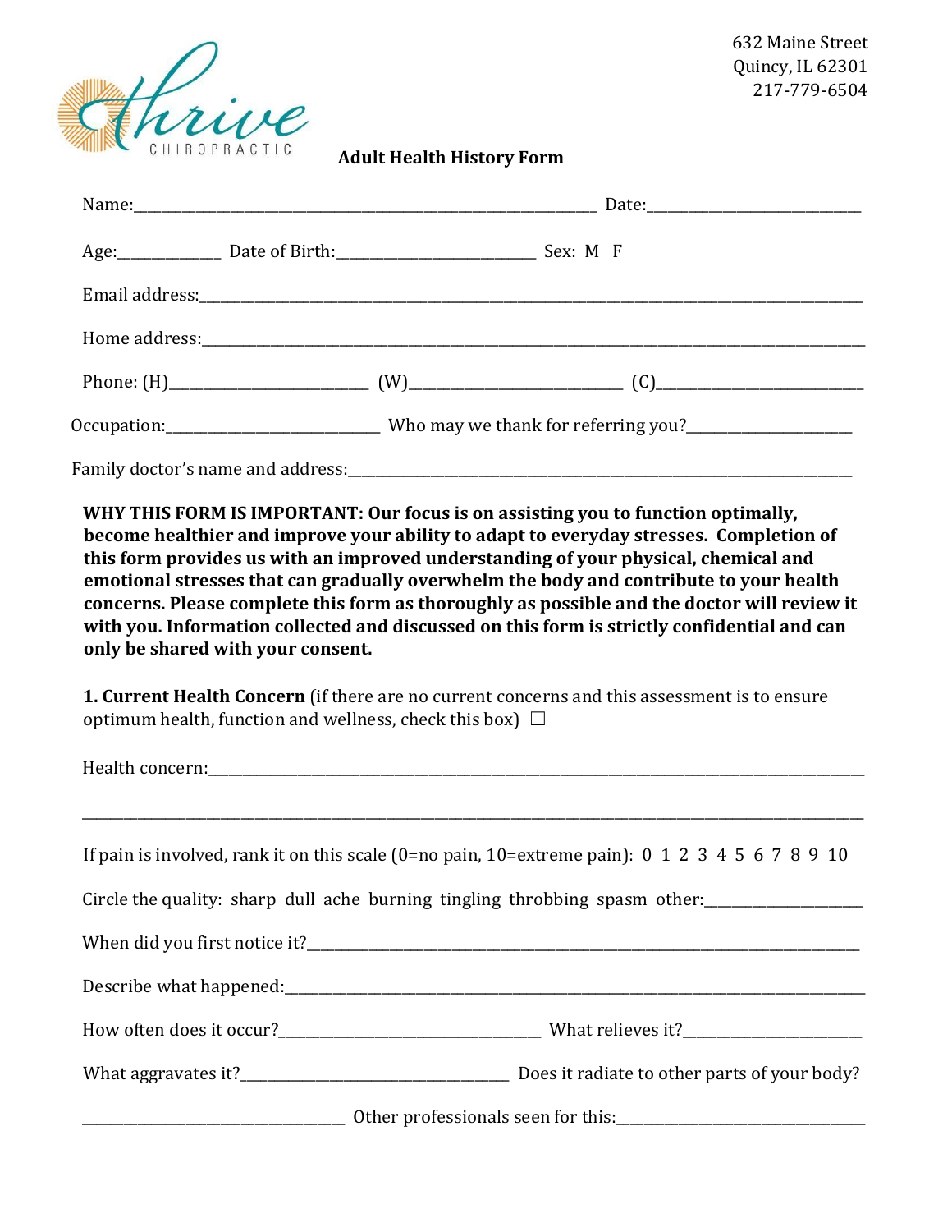Thrive Chiropractic

632 Maine Street
Quincy, IL 62301
217-779-6504

## Adult Health History Form

Name:___________________________________________________________ Date:___________________________

Age:_____________ Date of Birth:_________________________ Sex: M F

Email address:_____________________________________________________________________________________

Home address:_____________________________________________________________________________________

Phone: (H)__________________________ (W)___________________________ (C)___________________________

Occupation:____________________________ Who may we thank for referring you?______________________

Family doctor's name and address:___________________________________________________________________

**WHY THIS FORM IS IMPORTANT: Our focus is on assisting you to function optimally, become healthier and improve your ability to adapt to everyday stresses. Completion of this form provides us with an improved understanding of your physical, chemical and emotional stresses that can gradually overwhelm the body and contribute to your health concerns. Please complete this form as thoroughly as possible and the doctor will review it with you. Information collected and discussed on this form is strictly confidential and can only be shared with your consent.**

**1. Current Health Concern** (if there are no current concerns and this assessment is to ensure optimum health, function and wellness, check this box) ☐

Health concern:____________________________________________________________________________________

___________________________________________________________________________________________________

If pain is involved, rank it on this scale (0=no pain, 10=extreme pain): 0 1 2 3 4 5 6 7 8 9 10

Circle the quality: sharp dull ache burning tingling throbbing spasm other:____________________

When did you first notice it?_________________________________________________________________________

Describe what happened:____________________________________________________________________________

How often does it occur?__________________________________ What relieves it?_______________________

What aggravates it?___________________________________ Does it radiate to other parts of your body?

__________________________________ Other professionals seen for this:_________________________________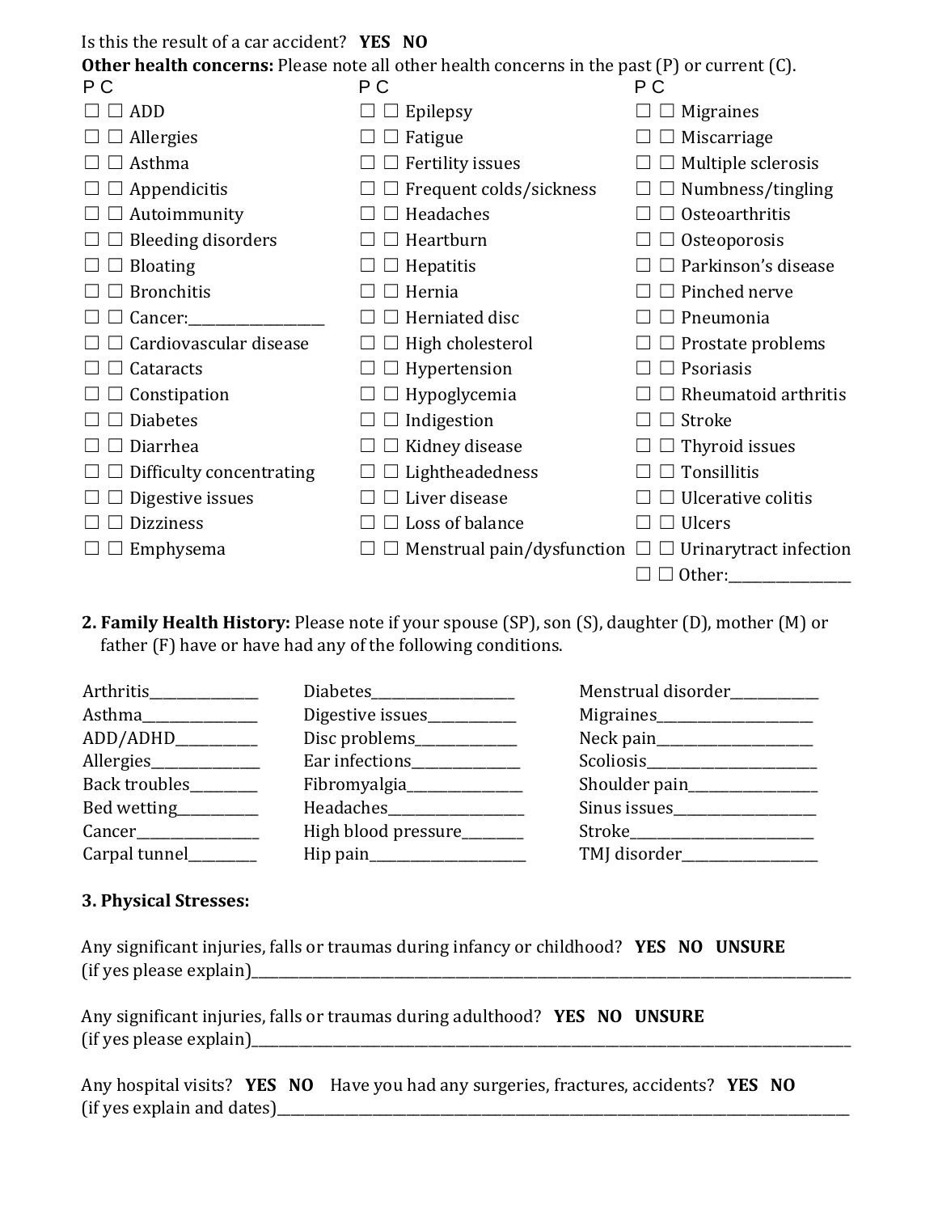Is this the result of a car accident? **YES NO**

**Other health concerns:** Please note all other health concerns in the past (P) or current (C).

| P C | | P C | | P C | |
|---|---|---|---|---|---|
| ☐ ☐ | ADD | ☐ ☐ | Epilepsy | ☐ ☐ | Migraines |
| ☐ ☐ | Allergies | ☐ ☐ | Fatigue | ☐ ☐ | Miscarriage |
| ☐ ☐ | Asthma | ☐ ☐ | Fertility issues | ☐ ☐ | Multiple sclerosis |
| ☐ ☐ | Appendicitis | ☐ ☐ | Frequent colds/sickness | ☐ ☐ | Numbness/tingling |
| ☐ ☐ | Autoimmunity | ☐ ☐ | Headaches | ☐ ☐ | Osteoarthritis |
| ☐ ☐ | Bleeding disorders | ☐ ☐ | Heartburn | ☐ ☐ | Osteoporosis |
| ☐ ☐ | Bloating | ☐ ☐ | Hepatitis | ☐ ☐ | Parkinson's disease |
| ☐ ☐ | Bronchitis | ☐ ☐ | Hernia | ☐ ☐ | Pinched nerve |
| ☐ ☐ | Cancer:___________________ | ☐ ☐ | Herniated disc | ☐ ☐ | Pneumonia |
| ☐ ☐ | Cardiovascular disease | ☐ ☐ | High cholesterol | ☐ ☐ | Prostate problems |
| ☐ ☐ | Cataracts | ☐ ☐ | Hypertension | ☐ ☐ | Psoriasis |
| ☐ ☐ | Constipation | ☐ ☐ | Hypoglycemia | ☐ ☐ | Rheumatoid arthritis |
| ☐ ☐ | Diabetes | ☐ ☐ | Indigestion | ☐ ☐ | Stroke |
| ☐ ☐ | Diarrhea | ☐ ☐ | Kidney disease | ☐ ☐ | Thyroid issues |
| ☐ ☐ | Difficulty concentrating | ☐ ☐ | Lightheadedness | ☐ ☐ | Tonsillitis |
| ☐ ☐ | Digestive issues | ☐ ☐ | Liver disease | ☐ ☐ | Ulcerative colitis |
| ☐ ☐ | Dizziness | ☐ ☐ | Loss of balance | ☐ ☐ | Ulcers |
| ☐ ☐ | Emphysema | ☐ ☐ | Menstrual pain/dysfunction | ☐ ☐ | Urinarytract infection |
| | | | | ☐ ☐ | Other:_________________ |

**2. Family Health History:** Please note if your spouse (SP), son (S), daughter (D), mother (M) or father (F) have or have had any of the following conditions.

| | | |
|---|---|---|
| Arthritis_______________ | Diabetes____________________ | Menstrual disorder____________ |
| Asthma________________ | Digestive issues____________ | Migraines______________________ |
| ADD/ADHD___________ | Disc problems______________ | Neck pain______________________ |
| Allergies_______________ | Ear infections_______________ | Scoliosis________________________ |
| Back troubles_________ | Fibromyalgia________________ | Shoulder pain__________________ |
| Bed wetting___________ | Headaches__________________ | Sinus issues___________________ |
| Cancer_________________ | High blood pressure________ | Stroke__________________________ |
| Carpal tunnel_________ | Hip pain______________________ | TMJ disorder___________________ |

**3. Physical Stresses:**

Any significant injuries, falls or traumas during infancy or childhood? **YES NO UNSURE**
(if yes please explain)________________________________________________________________________________________

Any significant injuries, falls or traumas during adulthood? **YES NO UNSURE**
(if yes please explain)________________________________________________________________________________________

Any hospital visits? **YES NO** Have you had any surgeries, fractures, accidents? **YES NO**
(if yes explain and dates)_____________________________________________________________________________________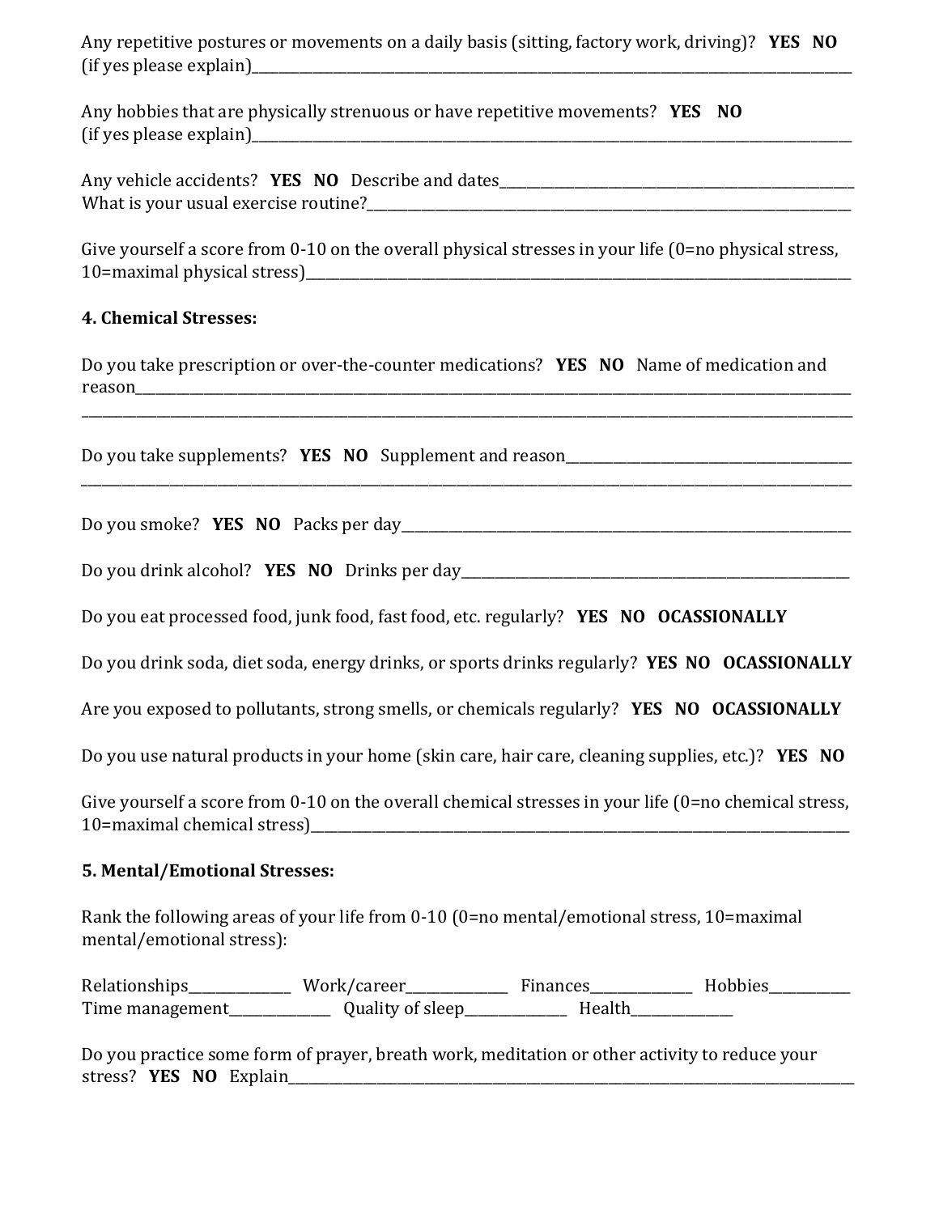Any repetitive postures or movements on a daily basis (sitting, factory work, driving)? **YES NO**
(if yes please explain)____________________________________________________________________________

Any hobbies that are physically strenuous or have repetitive movements? **YES NO**
(if yes please explain)____________________________________________________________________________

Any vehicle accidents? **YES NO** Describe and dates______________________________________________
What is your usual exercise routine?_________________________________________________________

Give yourself a score from 0-10 on the overall physical stresses in your life (0=no physical stress, 10=maximal physical stress)_________________________________________________________________

**4. Chemical Stresses:**

Do you take prescription or over-the-counter medications? **YES NO** Name of medication and reason______________________________________________________________________________
___________________________________________________________________________________________

Do you take supplements? **YES NO** Supplement and reason___________________________________
___________________________________________________________________________________________

Do you smoke? **YES NO** Packs per day________________________________________________________

Do you drink alcohol? **YES NO** Drinks per day_________________________________________________

Do you eat processed food, junk food, fast food, etc. regularly? **YES NO OCASSIONALLY**

Do you drink soda, diet soda, energy drinks, or sports drinks regularly? **YES NO OCASSIONALLY**

Are you exposed to pollutants, strong smells, or chemicals regularly? **YES NO OCASSIONALLY**

Do you use natural products in your home (skin care, hair care, cleaning supplies, etc.)? **YES NO**

Give yourself a score from 0-10 on the overall chemical stresses in your life (0=no chemical stress, 10=maximal chemical stress)________________________________________________________________

**5. Mental/Emotional Stresses:**

Rank the following areas of your life from 0-10 (0=no mental/emotional stress, 10=maximal mental/emotional stress):

Relationships____________ Work/career____________ Finances____________ Hobbies__________
Time management____________ Quality of sleep____________ Health____________

Do you practice some form of prayer, breath work, meditation or other activity to reduce your stress? **YES NO** Explain______________________________________________________________________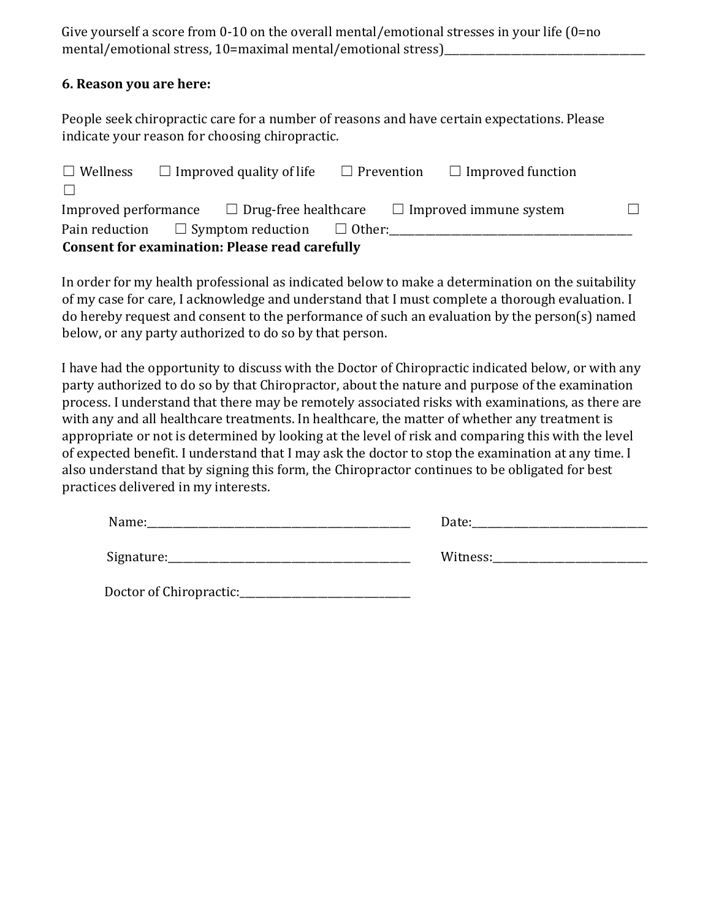Give yourself a score from 0-10 on the overall mental/emotional stresses in your life (0=no mental/emotional stress, 10=maximal mental/emotional stress)________________________________________

**6. Reason you are here:**

People seek chiropractic care for a number of reasons and have certain expectations. Please indicate your reason for choosing chiropractic.

☐ Wellness ☐ Improved quality of life ☐ Prevention ☐ Improved function ☐ Improved performance ☐ Drug-free healthcare ☐ Improved immune system ☐ Pain reduction ☐ Symptom reduction ☐ Other:_______________________________________________

**Consent for examination: Please read carefully**

In order for my health professional as indicated below to make a determination on the suitability of my case for care, I acknowledge and understand that I must complete a thorough evaluation. I do hereby request and consent to the performance of such an evaluation by the person(s) named below, or any party authorized to do so by that person.

I have had the opportunity to discuss with the Doctor of Chiropractic indicated below, or with any party authorized to do so by that Chiropractor, about the nature and purpose of the examination process. I understand that there may be remotely associated risks with examinations, as there are with any and all healthcare treatments. In healthcare, the matter of whether any treatment is appropriate or not is determined by looking at the level of risk and comparing this with the level of expected benefit. I understand that I may ask the doctor to stop the examination at any time. I also understand that by signing this form, the Chiropractor continues to be obligated for best practices delivered in my interests.

Name:___________________________________________________ Date:_________________________________

Signature:_______________________________________________ Witness:______________________________

Doctor of Chiropractic:_________________________________